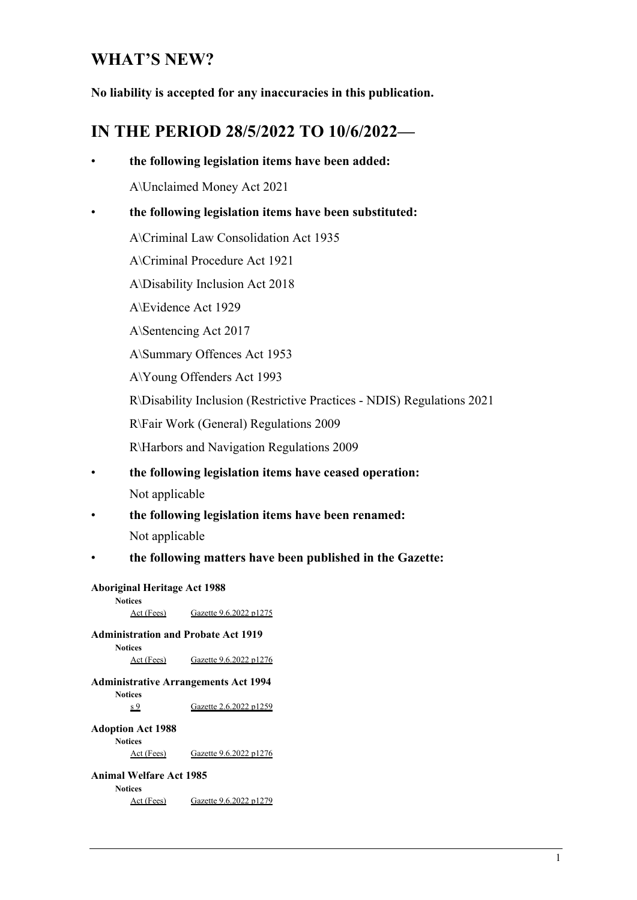# WHAT'S NEW?

**No liability is accepted for any inaccuracies in this publication.**

# IN THE PERIOD 28/5/2022 TO 10/6/2022—

- **the following legislation items have been added:**

  A\Unclaimed Money Act 2021

- **the following legislation items have been substituted:**

  A\Criminal Law Consolidation Act 1935

  A\Criminal Procedure Act 1921

  A\Disability Inclusion Act 2018

  A\Evidence Act 1929

  A\Sentencing Act 2017

  A\Summary Offences Act 1953

  A\Young Offenders Act 1993

  R\Disability Inclusion (Restrictive Practices - NDIS) Regulations 2021

  R\Fair Work (General) Regulations 2009

  R\Harbors and Navigation Regulations 2009

- **the following legislation items have ceased operation:**

  Not applicable

- **the following legislation items have been renamed:**

  Not applicable

- **the following matters have been published in the Gazette:**

**Aboriginal Heritage Act 1988**

**Notices**

Act (Fees) Gazette 9.6.2022 p1275

**Administration and Probate Act 1919**

**Notices**

Act (Fees) Gazette 9.6.2022 p1276

**Administrative Arrangements Act 1994**

**Notices**

s 9 Gazette 2.6.2022 p1259

**Adoption Act 1988**

**Notices**

Act (Fees) Gazette 9.6.2022 p1276

**Animal Welfare Act 1985**

**Notices**

Act (Fees) Gazette 9.6.2022 p1279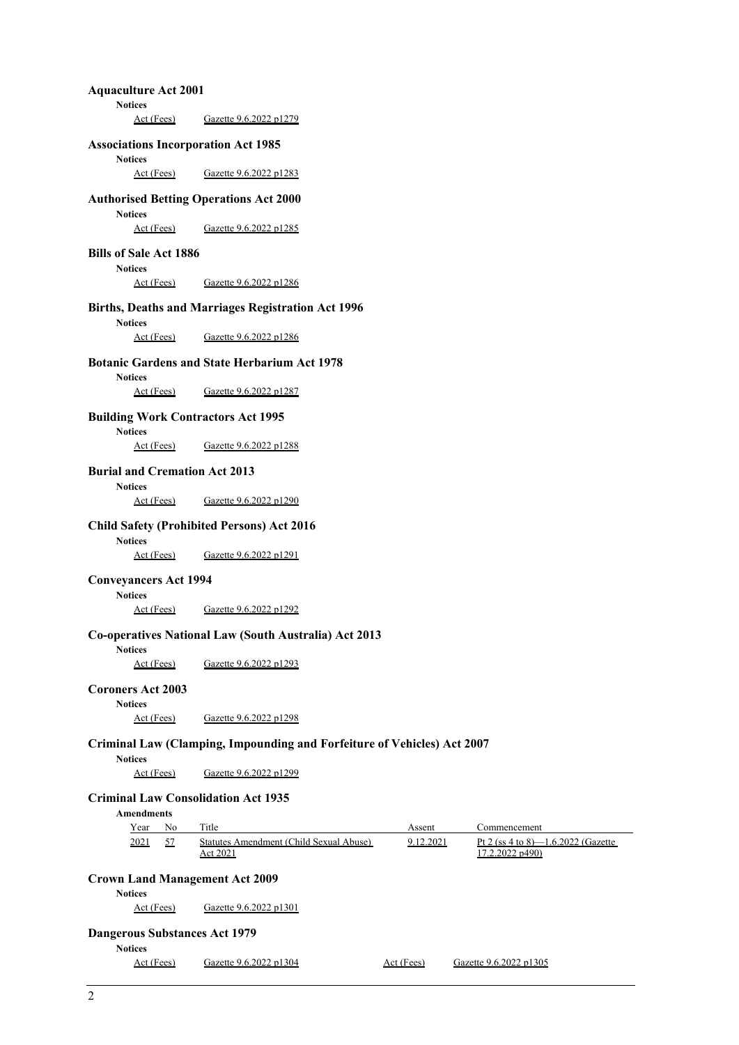**Aquaculture Act 2001**

**Notices**

Act (Fees) Gazette 9.6.2022 p1279

**Associations Incorporation Act 1985**

**Notices**

Act (Fees) Gazette 9.6.2022 p1283

**Authorised Betting Operations Act 2000**

**Notices**

Act (Fees) Gazette 9.6.2022 p1285

**Bills of Sale Act 1886**

**Notices**

Act (Fees) Gazette 9.6.2022 p1286

**Births, Deaths and Marriages Registration Act 1996**

**Notices**

Act (Fees) Gazette 9.6.2022 p1286

**Botanic Gardens and State Herbarium Act 1978**

**Notices**

Act (Fees) Gazette 9.6.2022 p1287

**Building Work Contractors Act 1995**

**Notices**

Act (Fees) Gazette 9.6.2022 p1288

**Burial and Cremation Act 2013**

**Notices**

Act (Fees) Gazette 9.6.2022 p1290

**Child Safety (Prohibited Persons) Act 2016**

**Notices**

Act (Fees) Gazette 9.6.2022 p1291

**Conveyancers Act 1994**

**Notices**

Act (Fees) Gazette 9.6.2022 p1292

**Co-operatives National Law (South Australia) Act 2013**

**Notices**

Act (Fees) Gazette 9.6.2022 p1293

**Coroners Act 2003**

**Notices**

Act (Fees) Gazette 9.6.2022 p1298

**Criminal Law (Clamping, Impounding and Forfeiture of Vehicles) Act 2007**

**Notices**

Act (Fees) Gazette 9.6.2022 p1299

**Criminal Law Consolidation Act 1935**

**Amendments**

| Year | No | Title | Assent | Commencement |
|---|---|---|---|---|
| 2021 | 57 | Statutes Amendment (Child Sexual Abuse) Act 2021 | 9.12.2021 | Pt 2 (ss 4 to 8)—1.6.2022 (Gazette 17.2.2022 p490) |

**Crown Land Management Act 2009**

**Notices**

Act (Fees) Gazette 9.6.2022 p1301

**Dangerous Substances Act 1979**

**Notices**

Act (Fees) Gazette 9.6.2022 p1304 Act (Fees) Gazette 9.6.2022 p1305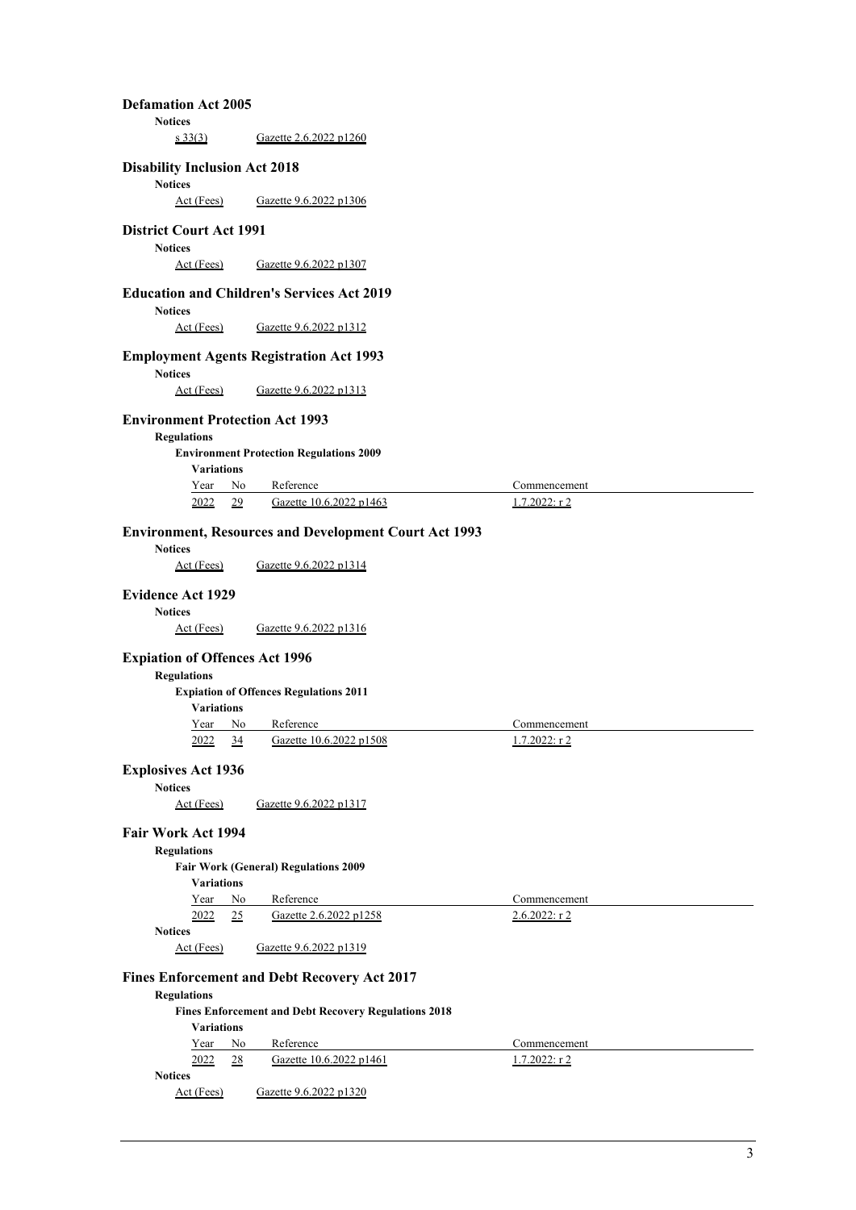## Defamation Act 2005

**Notices**

s 33(3) Gazette 2.6.2022 p1260

## Disability Inclusion Act 2018

**Notices**

Act (Fees) Gazette 9.6.2022 p1306

## District Court Act 1991

**Notices**

Act (Fees) Gazette 9.6.2022 p1307

## Education and Children's Services Act 2019

**Notices**

Act (Fees) Gazette 9.6.2022 p1312

## Employment Agents Registration Act 1993

**Notices**

Act (Fees) Gazette 9.6.2022 p1313

## Environment Protection Act 1993

**Regulations**

**Environment Protection Regulations 2009**

**Variations**

| Year | No | Reference | Commencement |
|---|---|---|---|
| 2022 | 29 | Gazette 10.6.2022 p1463 | 1.7.2022: r 2 |

## Environment, Resources and Development Court Act 1993

**Notices**

Act (Fees) Gazette 9.6.2022 p1314

## Evidence Act 1929

**Notices**

Act (Fees) Gazette 9.6.2022 p1316

## Expiation of Offences Act 1996

**Regulations**

**Expiation of Offences Regulations 2011**

**Variations**

| Year | No | Reference | Commencement |
|---|---|---|---|
| 2022 | 34 | Gazette 10.6.2022 p1508 | 1.7.2022: r 2 |

## Explosives Act 1936

**Notices**

Act (Fees) Gazette 9.6.2022 p1317

## Fair Work Act 1994

**Regulations**

**Fair Work (General) Regulations 2009**

**Variations**

| Year | No | Reference | Commencement |
|---|---|---|---|
| 2022 | 25 | Gazette 2.6.2022 p1258 | 2.6.2022: r 2 |

**Notices**

Act (Fees) Gazette 9.6.2022 p1319

## Fines Enforcement and Debt Recovery Act 2017

**Regulations**

**Fines Enforcement and Debt Recovery Regulations 2018**

**Variations**

| Year | No | Reference | Commencement |
|---|---|---|---|
| 2022 | 28 | Gazette 10.6.2022 p1461 | 1.7.2022: r 2 |

**Notices**

Act (Fees) Gazette 9.6.2022 p1320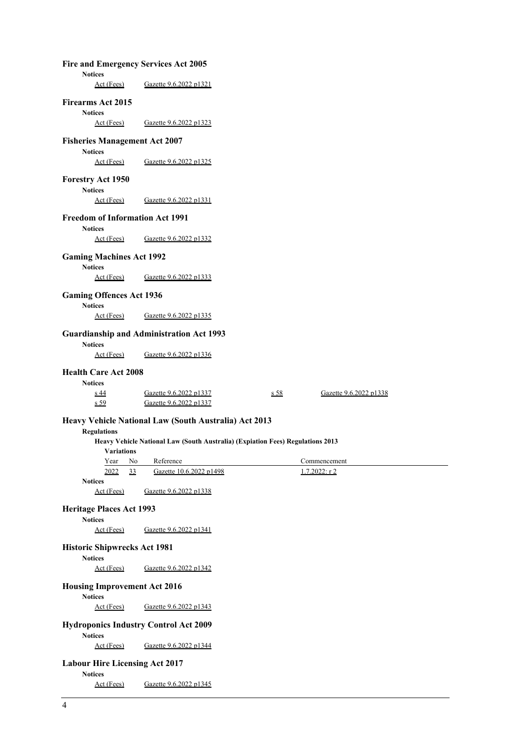## Fire and Emergency Services Act 2005

**Notices**

Act (Fees) Gazette 9.6.2022 p1321

## Firearms Act 2015

**Notices**

Act (Fees) Gazette 9.6.2022 p1323

## Fisheries Management Act 2007

**Notices**

Act (Fees) Gazette 9.6.2022 p1325

## Forestry Act 1950

**Notices**

Act (Fees) Gazette 9.6.2022 p1331

## Freedom of Information Act 1991

**Notices**

Act (Fees) Gazette 9.6.2022 p1332

## Gaming Machines Act 1992

**Notices**

Act (Fees) Gazette 9.6.2022 p1333

## Gaming Offences Act 1936

**Notices**

Act (Fees) Gazette 9.6.2022 p1335

## Guardianship and Administration Act 1993

**Notices**

Act (Fees) Gazette 9.6.2022 p1336

## Health Care Act 2008

**Notices**

s 44 Gazette 9.6.2022 p1337

s 58 Gazette 9.6.2022 p1338

s 59 Gazette 9.6.2022 p1337

## Heavy Vehicle National Law (South Australia) Act 2013

**Regulations**

**Heavy Vehicle National Law (South Australia) (Expiation Fees) Regulations 2013**

**Variations**

| Year | No | Reference | Commencement |
|---|---|---|---|
| 2022 | 33 | Gazette 10.6.2022 p1498 | 1.7.2022: r 2 |

**Notices**

Act (Fees) Gazette 9.6.2022 p1338

## Heritage Places Act 1993

**Notices**

Act (Fees) Gazette 9.6.2022 p1341

## Historic Shipwrecks Act 1981

**Notices**

Act (Fees) Gazette 9.6.2022 p1342

## Housing Improvement Act 2016

**Notices**

Act (Fees) Gazette 9.6.2022 p1343

## Hydroponics Industry Control Act 2009

**Notices**

Act (Fees) Gazette 9.6.2022 p1344

## Labour Hire Licensing Act 2017

**Notices**

Act (Fees) Gazette 9.6.2022 p1345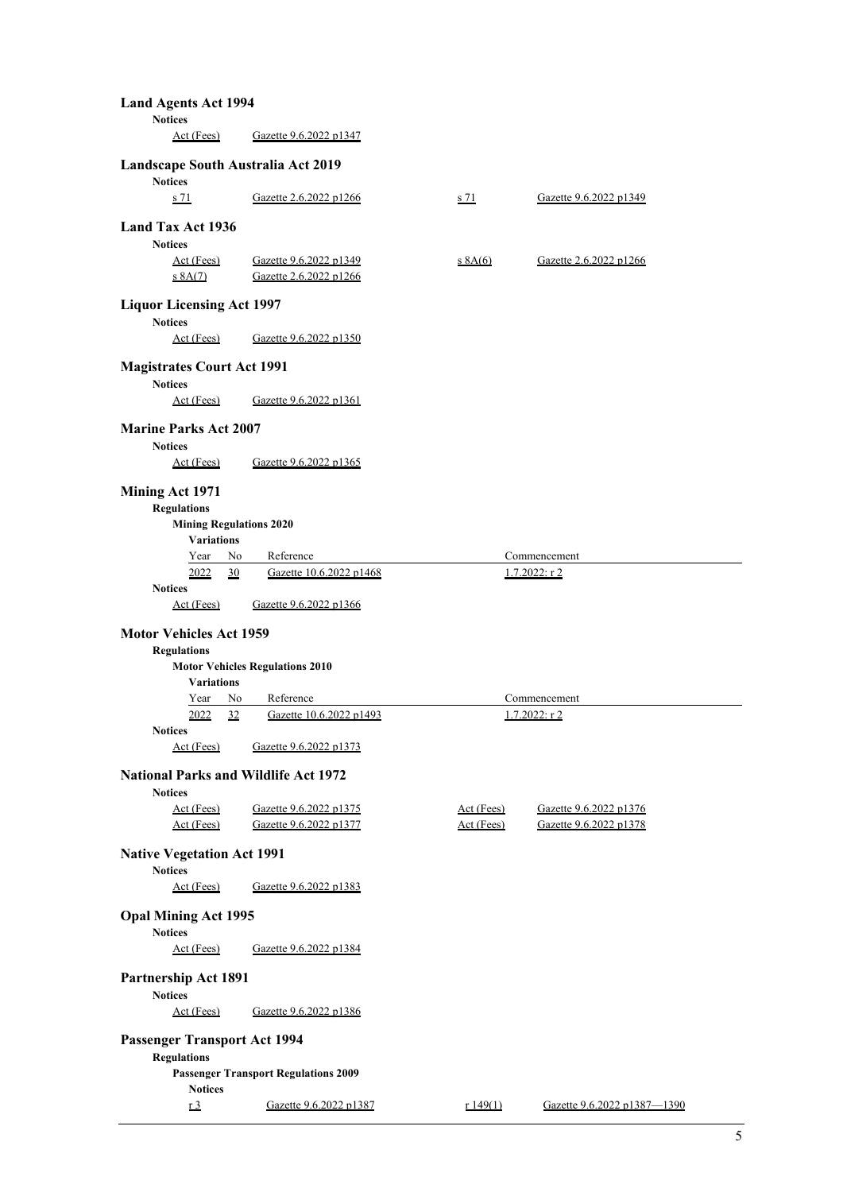## Land Agents Act 1994

**Notices**

Act (Fees) Gazette 9.6.2022 p1347

## Landscape South Australia Act 2019

**Notices**

| | | | |
|---|---|---|---|
| s 71 | Gazette 2.6.2022 p1266 | s 71 | Gazette 9.6.2022 p1349 |

## Land Tax Act 1936

**Notices**

| | | | |
|---|---|---|---|
| Act (Fees) | Gazette 9.6.2022 p1349 | s 8A(6) | Gazette 2.6.2022 p1266 |
| s 8A(7) | Gazette 2.6.2022 p1266 | | |

## Liquor Licensing Act 1997

**Notices**

Act (Fees) Gazette 9.6.2022 p1350

## Magistrates Court Act 1991

**Notices**

Act (Fees) Gazette 9.6.2022 p1361

## Marine Parks Act 2007

**Notices**

Act (Fees) Gazette 9.6.2022 p1365

## Mining Act 1971

**Regulations**

**Mining Regulations 2020**

**Variations**

| Year | No | Reference | Commencement |
|---|---|---|---|
| 2022 | 30 | Gazette 10.6.2022 p1468 | 1.7.2022: r 2 |

**Notices**

Act (Fees) Gazette 9.6.2022 p1366

## Motor Vehicles Act 1959

**Regulations**

**Motor Vehicles Regulations 2010**

**Variations**

| Year | No | Reference | Commencement |
|---|---|---|---|
| 2022 | 32 | Gazette 10.6.2022 p1493 | 1.7.2022: r 2 |

**Notices**

Act (Fees) Gazette 9.6.2022 p1373

## National Parks and Wildlife Act 1972

**Notices**

| | | | |
|---|---|---|---|
| Act (Fees) | Gazette 9.6.2022 p1375 | Act (Fees) | Gazette 9.6.2022 p1376 |
| Act (Fees) | Gazette 9.6.2022 p1377 | Act (Fees) | Gazette 9.6.2022 p1378 |

## Native Vegetation Act 1991

**Notices**

Act (Fees) Gazette 9.6.2022 p1383

## Opal Mining Act 1995

**Notices**

Act (Fees) Gazette 9.6.2022 p1384

## Partnership Act 1891

**Notices**

Act (Fees) Gazette 9.6.2022 p1386

## Passenger Transport Act 1994

**Regulations**

**Passenger Transport Regulations 2009**

**Notices**

| | | | |
|---|---|---|---|
| r 3 | Gazette 9.6.2022 p1387 | r 149(1) | Gazette 9.6.2022 p1387—1390 |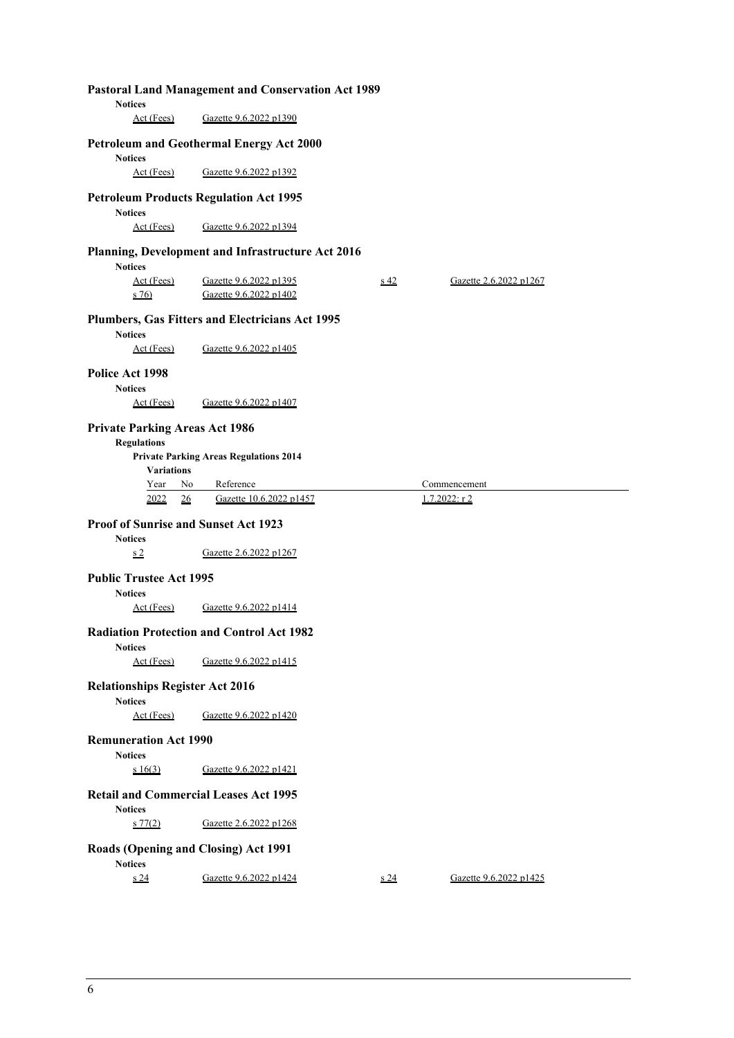## Pastoral Land Management and Conservation Act 1989

**Notices**

| | |
|---|---|
| Act (Fees) | Gazette 9.6.2022 p1390 |

## Petroleum and Geothermal Energy Act 2000

**Notices**

| | |
|---|---|
| Act (Fees) | Gazette 9.6.2022 p1392 |

## Petroleum Products Regulation Act 1995

**Notices**

| | |
|---|---|
| Act (Fees) | Gazette 9.6.2022 p1394 |

## Planning, Development and Infrastructure Act 2016

**Notices**

| | | | |
|---|---|---|---|
| Act (Fees) | Gazette 9.6.2022 p1395 | s 42 | Gazette 2.6.2022 p1267 |
| s 76) | Gazette 9.6.2022 p1402 | | |

## Plumbers, Gas Fitters and Electricians Act 1995

**Notices**

| | |
|---|---|
| Act (Fees) | Gazette 9.6.2022 p1405 |

## Police Act 1998

**Notices**

| | |
|---|---|
| Act (Fees) | Gazette 9.6.2022 p1407 |

## Private Parking Areas Act 1986

**Regulations**

**Private Parking Areas Regulations 2014**

**Variations**

| Year | No | Reference | Commencement |
|---|---|---|---|
| 2022 | 26 | Gazette 10.6.2022 p1457 | 1.7.2022: r 2 |

## Proof of Sunrise and Sunset Act 1923

**Notices**

| | |
|---|---|
| s 2 | Gazette 2.6.2022 p1267 |

## Public Trustee Act 1995

**Notices**

| | |
|---|---|
| Act (Fees) | Gazette 9.6.2022 p1414 |

## Radiation Protection and Control Act 1982

**Notices**

| | |
|---|---|
| Act (Fees) | Gazette 9.6.2022 p1415 |

## Relationships Register Act 2016

**Notices**

| | |
|---|---|
| Act (Fees) | Gazette 9.6.2022 p1420 |

## Remuneration Act 1990

**Notices**

| | |
|---|---|
| s 16(3) | Gazette 9.6.2022 p1421 |

## Retail and Commercial Leases Act 1995

**Notices**

| | |
|---|---|
| s 77(2) | Gazette 2.6.2022 p1268 |

## Roads (Opening and Closing) Act 1991

**Notices**

| | | | |
|---|---|---|---|
| s 24 | Gazette 9.6.2022 p1424 | s 24 | Gazette 9.6.2022 p1425 |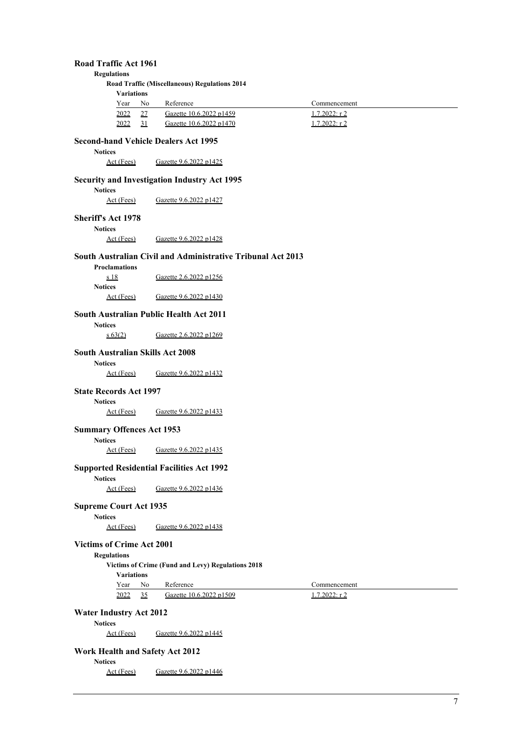## Road Traffic Act 1961

**Regulations**

**Road Traffic (Miscellaneous) Regulations 2014**

**Variations**

| Year | No | Reference | Commencement |
|---|---|---|---|
| 2022 | 27 | Gazette 10.6.2022 p1459 | 1.7.2022: r 2 |
| 2022 | 31 | Gazette 10.6.2022 p1470 | 1.7.2022: r 2 |

## Second-hand Vehicle Dealers Act 1995

**Notices**

Act (Fees) Gazette 9.6.2022 p1425

## Security and Investigation Industry Act 1995

**Notices**

Act (Fees) Gazette 9.6.2022 p1427

## Sheriff's Act 1978

**Notices**

Act (Fees) Gazette 9.6.2022 p1428

## South Australian Civil and Administrative Tribunal Act 2013

**Proclamations**

s 18 Gazette 2.6.2022 p1256

**Notices**

Act (Fees) Gazette 9.6.2022 p1430

## South Australian Public Health Act 2011

**Notices**

s 63(2) Gazette 2.6.2022 p1269

## South Australian Skills Act 2008

**Notices**

Act (Fees) Gazette 9.6.2022 p1432

## State Records Act 1997

**Notices**

Act (Fees) Gazette 9.6.2022 p1433

## Summary Offences Act 1953

**Notices**

Act (Fees) Gazette 9.6.2022 p1435

## Supported Residential Facilities Act 1992

**Notices**

Act (Fees) Gazette 9.6.2022 p1436

## Supreme Court Act 1935

**Notices**

Act (Fees) Gazette 9.6.2022 p1438

## Victims of Crime Act 2001

**Regulations**

**Victims of Crime (Fund and Levy) Regulations 2018**

**Variations**

| Year | No | Reference | Commencement |
|---|---|---|---|
| 2022 | 35 | Gazette 10.6.2022 p1509 | 1.7.2022: r 2 |

## Water Industry Act 2012

**Notices**

Act (Fees) Gazette 9.6.2022 p1445

## Work Health and Safety Act 2012

**Notices**

Act (Fees) Gazette 9.6.2022 p1446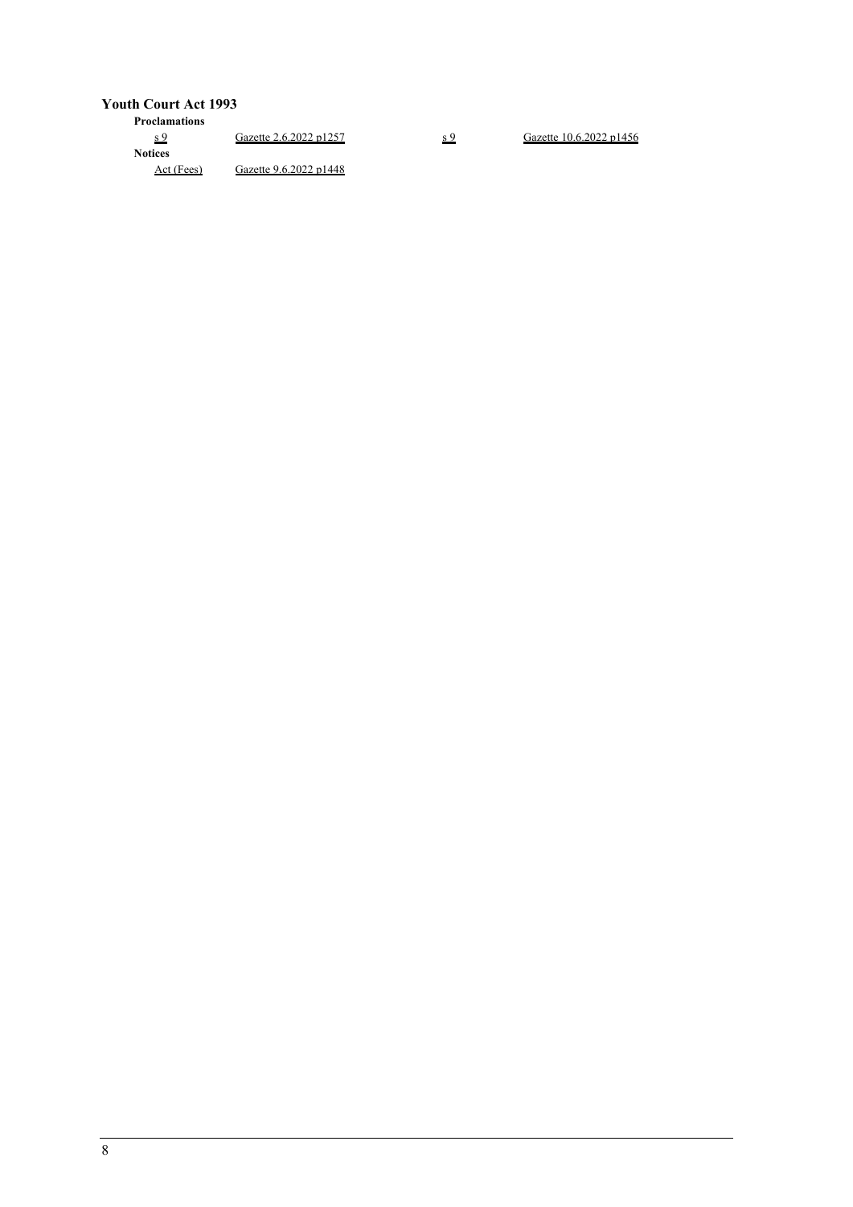**Youth Court Act 1993**

**Proclamations**

| | | | |
|---|---|---|---|
| s 9 | Gazette 2.6.2022 p1257 | s 9 | Gazette 10.6.2022 p1456 |

**Notices**

| | |
|---|---|
| Act (Fees) | Gazette 9.6.2022 p1448 |